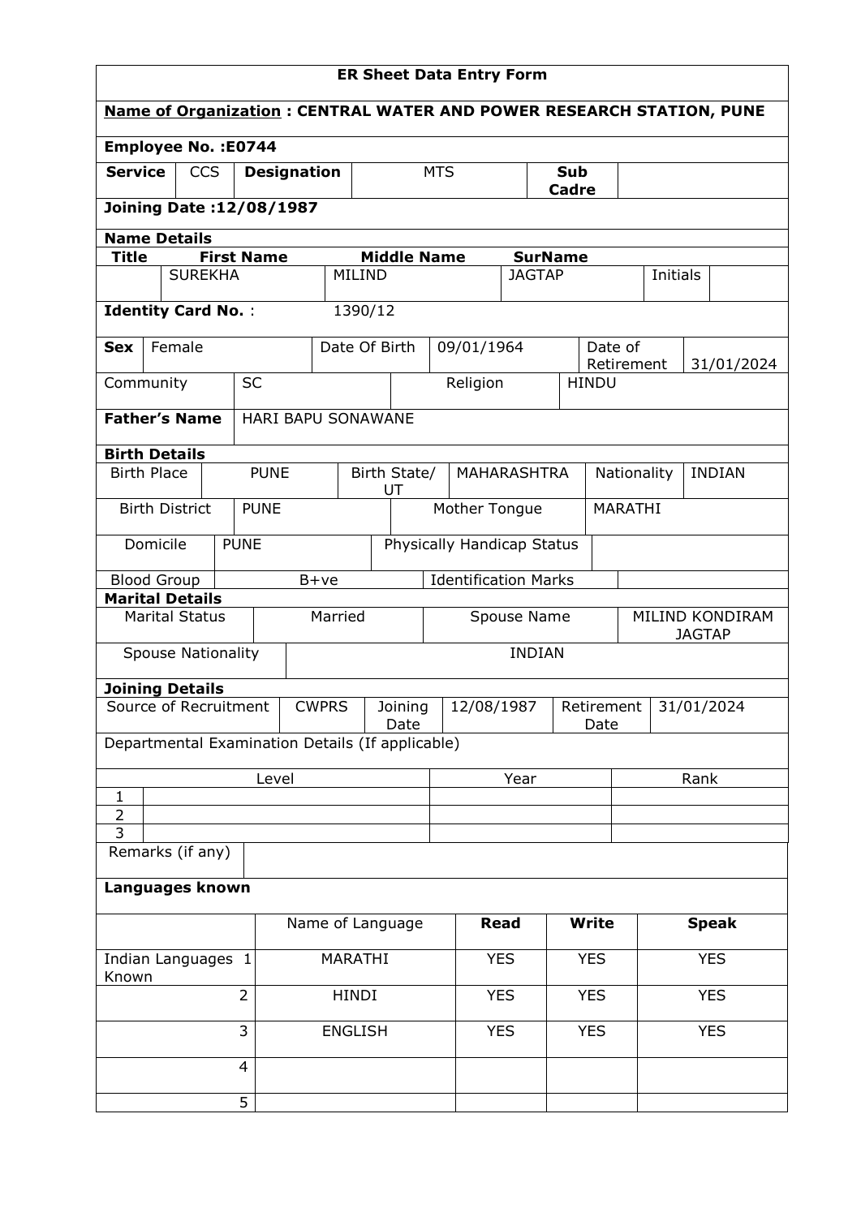# ER Sheet Data Entry Form

**Name of Organization : CENTRAL WATER AND POWER RESEARCH STATION, PUNE**

**Employee No. :E0744**

| **Service** | CCS | **Designation** | MTS | **Sub Cadre** | |
|---|---|---|---|---|---|

**Joining Date :12/08/1987**

**Name Details**

| **Title** | **First Name** | **Middle Name** | **SurName** | | |
|---|---|---|---|---|---|
| | SUREKHA | MILIND | JAGTAP | Initials | |

**Identity Card No.** : 1390/12

| **Sex** | Female | Date Of Birth | 09/01/1964 | Date of Retirement | 31/01/2024 |
|---|---|---|---|---|---|
| Community | SC | Religion | HINDU | | |

| **Father's Name** | HARI BAPU SONAWANE |
|---|---|

**Birth Details**

| Birth Place | PUNE | Birth State/ UT | MAHARASHTRA | Nationality | INDIAN |
|---|---|---|---|---|---|
| Birth District | PUNE | Mother Tongue | MARATHI | | |
| Domicile | PUNE | Physically Handicap Status | | | |
| Blood Group | B+ve | Identification Marks | | | |

**Marital Details**

| Marital Status | Married | Spouse Name | MILIND KONDIRAM JAGTAP |
|---|---|---|---|
| Spouse Nationality | INDIAN | | |

**Joining Details**

| Source of Recruitment | CWPRS | Joining Date | 12/08/1987 | Retirement Date | 31/01/2024 |
|---|---|---|---|---|---|

Departmental Examination Details (If applicable)

| | Level | Year | Rank |
|---|---|---|---|
| 1 | | | |
| 2 | | | |
| 3 | | | |

| Remarks (if any) | |
|---|---|

**Languages known**

| | | Name of Language | **Read** | **Write** | **Speak** |
|---|---|---|---|---|---|
| Indian Languages Known | 1 | MARATHI | YES | YES | YES |
| | 2 | HINDI | YES | YES | YES |
| | 3 | ENGLISH | YES | YES | YES |
| | 4 | | | | |
| | 5 | | | | |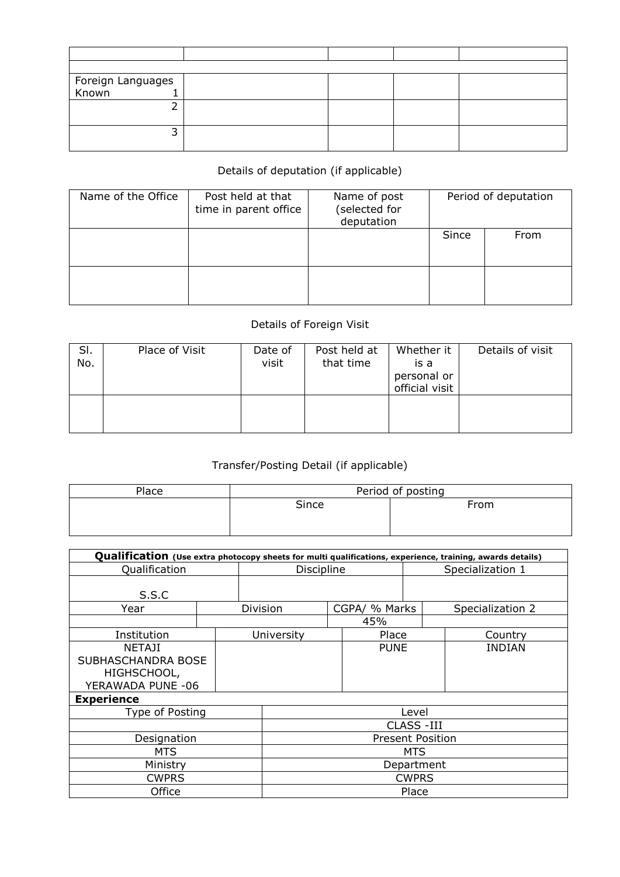| | | | | |
|---|---|---|---|---|
| | | | | |
| | | | | |
| Foreign Languages Known 1 | | | | |
| 2 | | | | |
| 3 | | | | |

Details of deputation (if applicable)

| Name of the Office | Post held at that time in parent office | Name of post (selected for deputation | Period of deputation | |
|---|---|---|---|---|
| | | | Since | From |
| | | | | |

Details of Foreign Visit

| Sl. No. | Place of Visit | Date of visit | Post held at that time | Whether it is a personal or official visit | Details of visit |
|---|---|---|---|---|---|
| | | | | | |

Transfer/Posting Detail (if applicable)

| Place | Period of posting | |
|---|---|---|
| | Since | From |

**Qualification** **(Use extra photocopy sheets for multi qualifications, experience, training, awards details)**

| Qualification | Discipline | Specialization 1 |
|---|---|---|
| S.S.C | | |

| Year | Division | CGPA/ % Marks | Specialization 2 |
|---|---|---|---|
| | | 45% | |

| Institution | University | Place | Country |
|---|---|---|---|
| NETAJI SUBHASCHANDRA BOSE HIGHSCHOOL, YERAWADA PUNE -06 | | PUNE | INDIAN |

**Experience**

| Type of Posting | Level |
|---|---|
| | CLASS -III |
| Designation | Present Position |
| MTS | MTS |
| Ministry | Department |
| CWPRS | CWPRS |
| Office | Place |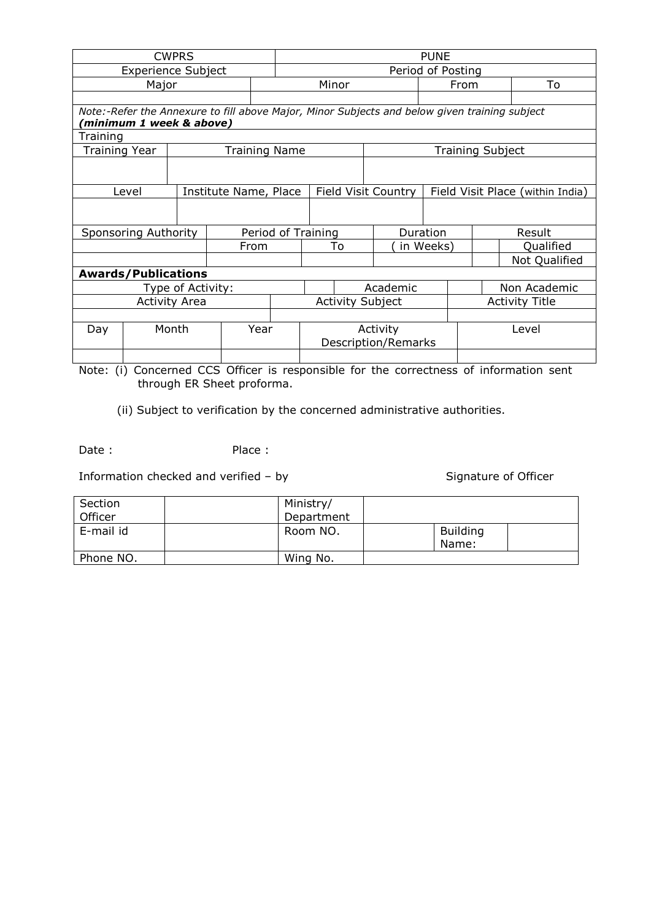| CWPRS | | PUNE | | |
|---|---|---|---|---|
| Experience Subject | | Period of Posting | | |
| Major | | Minor | From | To |
| | | | | |

*Note:-Refer the Annexure to fill above Major, Minor Subjects and below given training subject* ***(minimum 1 week & above)***

Training

| Training Year | Training Name | Training Subject |
|---|---|---|
| | | |

| Level | Institute Name, Place | Field Visit Country | Field Visit Place (within India) |
|---|---|---|---|
| | | | |

| Sponsoring Authority | Period of Training | | Duration | Result | |
|---|---|---|---|---|---|
| | From | To | ( in Weeks) | | Qualified |
| | | | | | Not Qualified |

**Awards/Publications**

| Type of Activity: | | Academic | | Non Academic |
|---|---|---|---|---|

| Activity Area | Activity Subject | Activity Title |
|---|---|---|
| | | |

| Day | Month | Year | Activity Description/Remarks | Level |
|---|---|---|---|---|
| | | | | |

Note: (i) Concerned CCS Officer is responsible for the correctness of information sent through ER Sheet proforma.

(ii) Subject to verification by the concerned administrative authorities.

Date : Place :

Information checked and verified – by Signature of Officer

| Section Officer | | Ministry/ Department | | | |
|---|---|---|---|---|---|
| E-mail id | | Room NO. | | Building Name: | |
| Phone NO. | | Wing No. | | | |